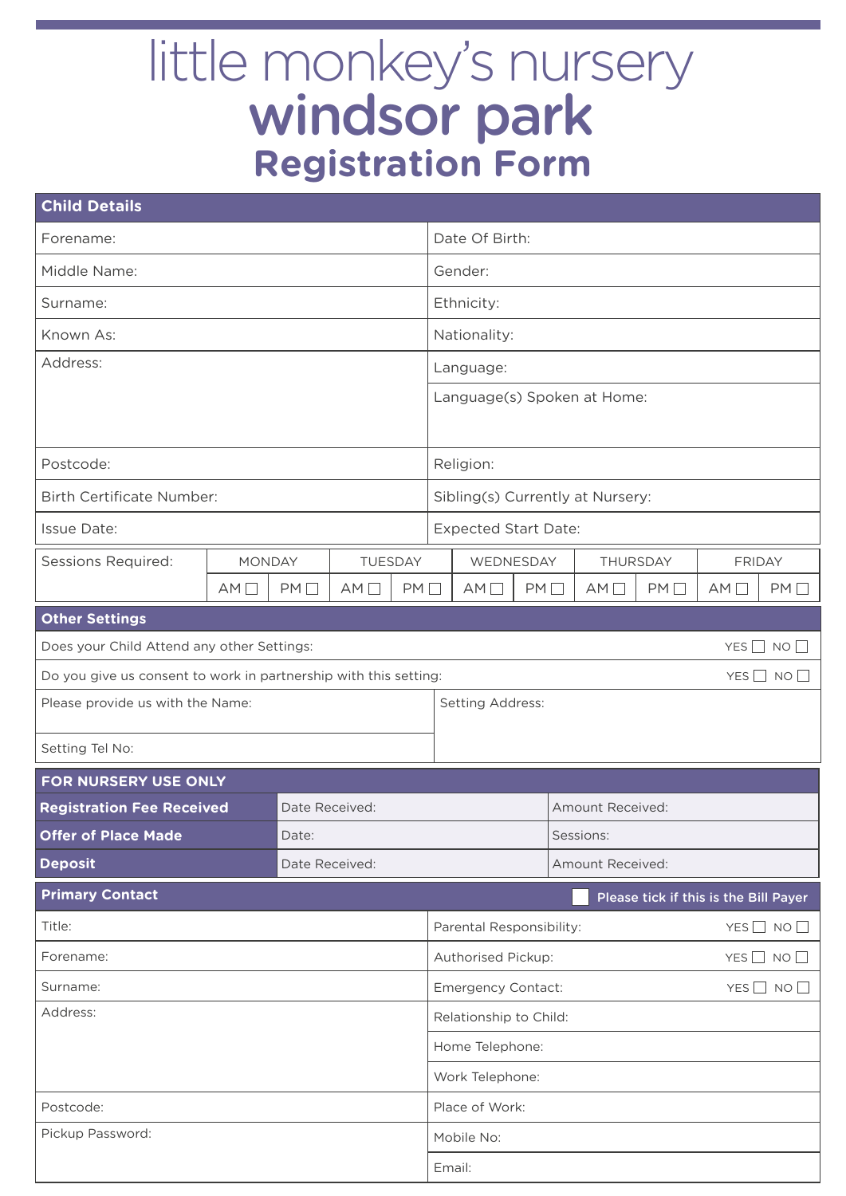# little monkey's nursery

# windsor park

## Registration Form

| Child Details | |
|---|---|
| Forename: | Date Of Birth: |
| Middle Name: | Gender: |
| Surname: | Ethnicity: |
| Known As: | Nationality: |
| Address: | Language: |
| | Language(s) Spoken at Home: |
| Postcode: | Religion: |
| Birth Certificate Number: | Sibling(s) Currently at Nursery: |
| Issue Date: | Expected Start Date: |

| Sessions Required: | MONDAY | | TUESDAY | | WEDNESDAY | | THURSDAY | | FRIDAY | |
|---|---|---|---|---|---|---|---|---|---|---|
| | AM ☐ | PM ☐ | AM ☐ | PM ☐ | AM ☐ | PM ☐ | AM ☐ | PM ☐ | AM ☐ | PM ☐ |

| Other Settings | |
|---|---|
| Does your Child Attend any other Settings: | YES ☐ NO ☐ |
| Do you give us consent to work in partnership with this setting: | YES ☐ NO ☐ |
| Please provide us with the Name: | Setting Address: |
| Setting Tel No: | |

| FOR NURSERY USE ONLY | | |
|---|---|---|
| **Registration Fee Received** | Date Received: | Amount Received: |
| **Offer of Place Made** | Date: | Sessions: |
| **Deposit** | Date Received: | Amount Received: |

| Primary Contact | ☐ Please tick if this is the Bill Payer |
|---|---|
| Title: | Parental Responsibility: YES ☐ NO ☐ |
| Forename: | Authorised Pickup: YES ☐ NO ☐ |
| Surname: | Emergency Contact: YES ☐ NO ☐ |
| Address: | Relationship to Child: |
| | Home Telephone: |
| | Work Telephone: |
| Postcode: | Place of Work: |
| Pickup Password: | Mobile No: |
| | Email: |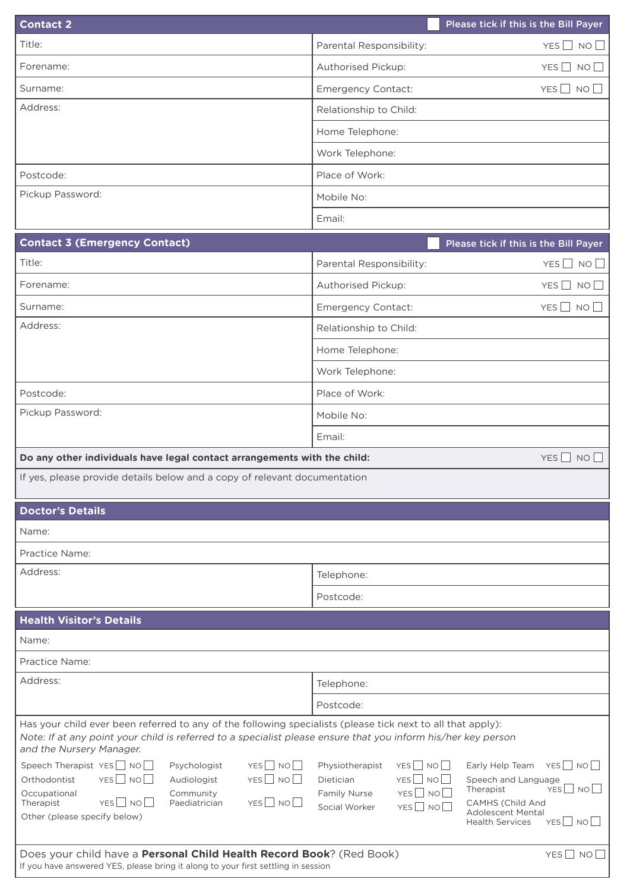## Contact 2

☐ Please tick if this is the Bill Payer

| | |
|---|---|
| Title: | Parental Responsibility: YES ☐ NO ☐ |
| Forename: | Authorised Pickup: YES ☐ NO ☐ |
| Surname: | Emergency Contact: YES ☐ NO ☐ |
| Address: | Relationship to Child: |
| | Home Telephone: |
| | Work Telephone: |
| Postcode: | Place of Work: |
| Pickup Password: | Mobile No: |
| | Email: |

## Contact 3 (Emergency Contact)

☐ Please tick if this is the Bill Payer

| | |
|---|---|
| Title: | Parental Responsibility: YES ☐ NO ☐ |
| Forename: | Authorised Pickup: YES ☐ NO ☐ |
| Surname: | Emergency Contact: YES ☐ NO ☐ |
| Address: | Relationship to Child: |
| | Home Telephone: |
| | Work Telephone: |
| Postcode: | Place of Work: |
| Pickup Password: | Mobile No: |
| | Email: |

**Do any other individuals have legal contact arrangements with the child:** YES ☐ NO ☐

If yes, please provide details below and a copy of relevant documentation

## Doctor's Details

Name:

Practice Name:

| | |
|---|---|
| Address: | Telephone: |
| | Postcode: |

## Health Visitor's Details

Name:

Practice Name:

| | |
|---|---|
| Address: | Telephone: |
| | Postcode: |

Has your child ever been referred to any of the following specialists (please tick next to all that apply):

*Note: If at any point your child is referred to a specialist please ensure that you inform his/her key person and the Nursery Manager.*

| | | | |
|---|---|---|---|
| Speech Therapist YES ☐ NO ☐ | Psychologist YES ☐ NO ☐ | Physiotherapist YES ☐ NO ☐ | Early Help Team YES ☐ NO ☐ |
| Orthodontist YES ☐ NO ☐ | Audiologist YES ☐ NO ☐ | Dietician YES ☐ NO ☐ | Speech and Language Therapist YES ☐ NO ☐ |
| Occupational Therapist YES ☐ NO ☐ | Community Paediatrician YES ☐ NO ☐ | Family Nurse YES ☐ NO ☐ | CAMHS (Child And Adolescent Mental Health Services YES ☐ NO ☐ |
| Other (please specify below) | | Social Worker YES ☐ NO ☐ | |

Does your child have a **Personal Child Health Record Book**? (Red Book) YES ☐ NO ☐

If you have answered YES, please bring it along to your first settling in session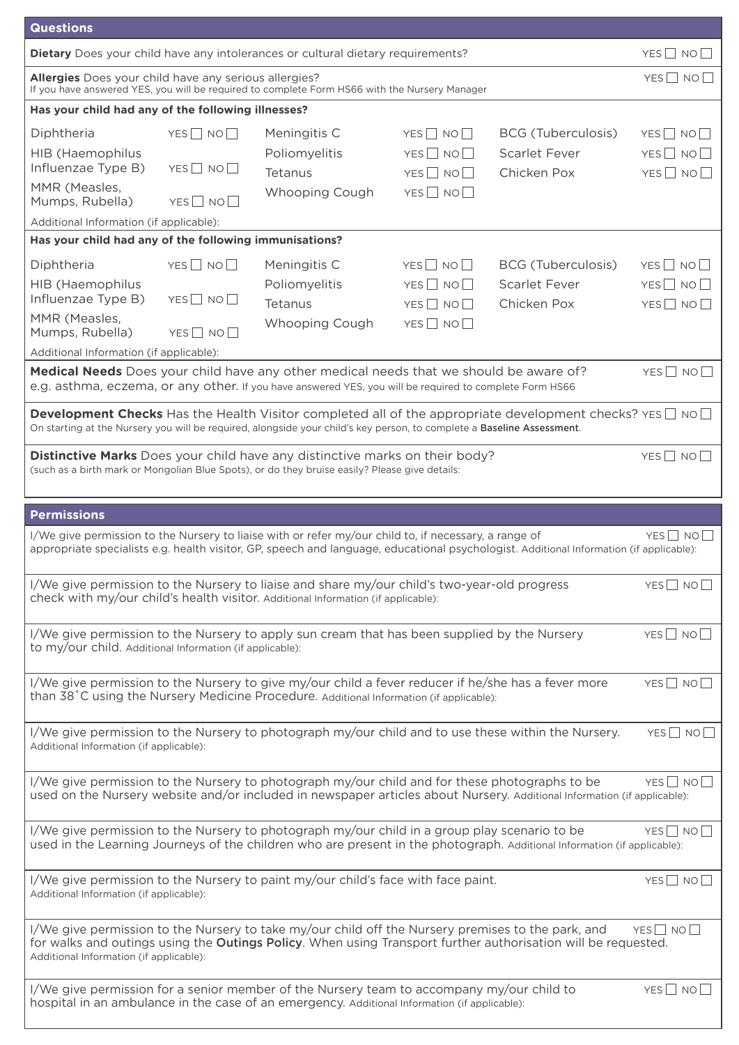## Questions

**Dietary** Does your child have any intolerances or cultural dietary requirements? YES ☐ NO ☐

**Allergies** Does your child have any serious allergies? YES ☐ NO ☐
If you have answered YES, you will be required to complete Form HS66 with the Nursery Manager

**Has your child had any of the following illnesses?**

| | | | | | |
|---|---|---|---|---|---|
| Diphtheria | YES ☐ NO ☐ | Meningitis C | YES ☐ NO ☐ | BCG (Tuberculosis) | YES ☐ NO ☐ |
| HIB (Haemophilus Influenzae Type B) | YES ☐ NO ☐ | Poliomyelitis | YES ☐ NO ☐ | Scarlet Fever | YES ☐ NO ☐ |
| | | Tetanus | YES ☐ NO ☐ | Chicken Pox | YES ☐ NO ☐ |
| MMR (Measles, Mumps, Rubella) | YES ☐ NO ☐ | Whooping Cough | YES ☐ NO ☐ | | |

Additional Information (if applicable):

**Has your child had any of the following immunisations?**

| | | | | | |
|---|---|---|---|---|---|
| Diphtheria | YES ☐ NO ☐ | Meningitis C | YES ☐ NO ☐ | BCG (Tuberculosis) | YES ☐ NO ☐ |
| HIB (Haemophilus Influenzae Type B) | YES ☐ NO ☐ | Poliomyelitis | YES ☐ NO ☐ | Scarlet Fever | YES ☐ NO ☐ |
| | | Tetanus | YES ☐ NO ☐ | Chicken Pox | YES ☐ NO ☐ |
| MMR (Measles, Mumps, Rubella) | YES ☐ NO ☐ | Whooping Cough | YES ☐ NO ☐ | | |

Additional Information (if applicable):

**Medical Needs** Does your child have any other medical needs that we should be aware of? YES ☐ NO ☐
e.g. asthma, eczema, or any other. If you have answered YES, you will be required to complete Form HS66

**Development Checks** Has the Health Visitor completed all of the appropriate development checks? YES ☐ NO ☐
On starting at the Nursery you will be required, alongside your child's key person, to complete a **Baseline Assessment**.

**Distinctive Marks** Does your child have any distinctive marks on their body? YES ☐ NO ☐
(such as a birth mark or Mongolian Blue Spots), or do they bruise easily? Please give details:

## Permissions

I/We give permission to the Nursery to liaise with or refer my/our child to, if necessary, a range of appropriate specialists e.g. health visitor, GP, speech and language, educational psychologist. Additional Information (if applicable): YES ☐ NO ☐

I/We give permission to the Nursery to liaise and share my/our child's two-year-old progress check with my/our child's health visitor. Additional Information (if applicable): YES ☐ NO ☐

I/We give permission to the Nursery to apply sun cream that has been supplied by the Nursery to my/our child. Additional Information (if applicable): YES ☐ NO ☐

I/We give permission to the Nursery to give my/our child a fever reducer if he/she has a fever more than 38˚C using the Nursery Medicine Procedure. Additional Information (if applicable): YES ☐ NO ☐

I/We give permission to the Nursery to photograph my/our child and to use these within the Nursery. YES ☐ NO ☐
Additional Information (if applicable):

I/We give permission to the Nursery to photograph my/our child and for these photographs to be used on the Nursery website and/or included in newspaper articles about Nursery. Additional Information (if applicable): YES ☐ NO ☐

I/We give permission to the Nursery to photograph my/our child in a group play scenario to be used in the Learning Journeys of the children who are present in the photograph. Additional Information (if applicable): YES ☐ NO ☐

I/We give permission to the Nursery to paint my/our child's face with face paint. YES ☐ NO ☐
Additional Information (if applicable):

I/We give permission to the Nursery to take my/our child off the Nursery premises to the park, and for walks and outings using the **Outings Policy**. When using Transport further authorisation will be requested. YES ☐ NO ☐
Additional Information (if applicable):

I/We give permission for a senior member of the Nursery team to accompany my/our child to hospital in an ambulance in the case of an emergency. Additional Information (if applicable): YES ☐ NO ☐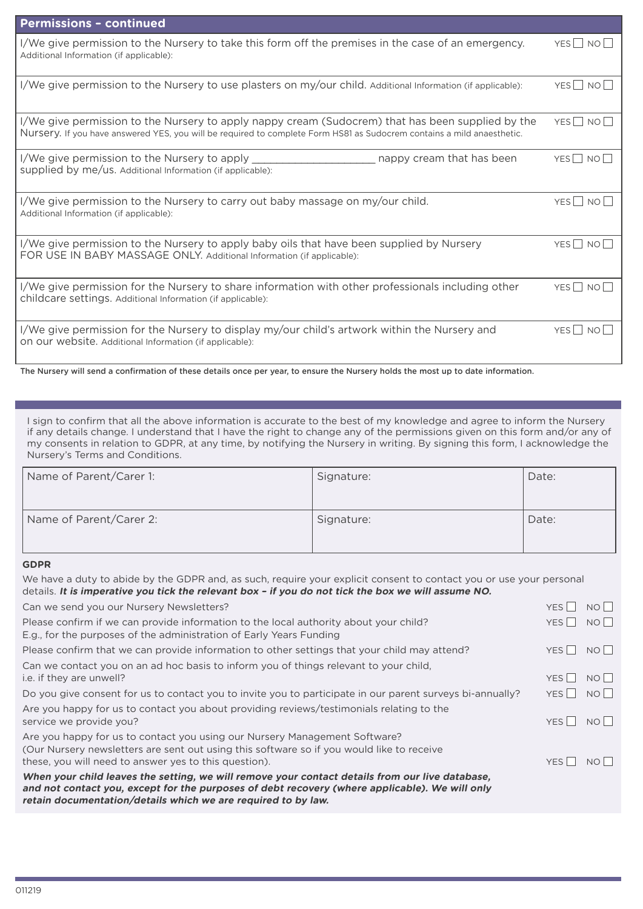## Permissions – continued

| | |
|---|---|
| I/We give permission to the Nursery to take this form off the premises in the case of an emergency. Additional Information (if applicable): | YES ☐ NO ☐ |
| I/We give permission to the Nursery to use plasters on my/our child. Additional Information (if applicable): | YES ☐ NO ☐ |
| I/We give permission to the Nursery to apply nappy cream (Sudocrem) that has been supplied by the Nursery. If you have answered YES, you will be required to complete Form HS81 as Sudocrem contains a mild anaesthetic. | YES ☐ NO ☐ |
| I/We give permission to the Nursery to apply ____________________ nappy cream that has been supplied by me/us. Additional Information (if applicable): | YES ☐ NO ☐ |
| I/We give permission to the Nursery to carry out baby massage on my/our child. Additional Information (if applicable): | YES ☐ NO ☐ |
| I/We give permission to the Nursery to apply baby oils that have been supplied by Nursery FOR USE IN BABY MASSAGE ONLY. Additional Information (if applicable): | YES ☐ NO ☐ |
| I/We give permission for the Nursery to share information with other professionals including other childcare settings. Additional Information (if applicable): | YES ☐ NO ☐ |
| I/We give permission for the Nursery to display my/our child's artwork within the Nursery and on our website. Additional Information (if applicable): | YES ☐ NO ☐ |

**The Nursery will send a confirmation of these details once per year, to ensure the Nursery holds the most up to date information.**

I sign to confirm that all the above information is accurate to the best of my knowledge and agree to inform the Nursery if any details change. I understand that I have the right to change any of the permissions given on this form and/or any of my consents in relation to GDPR, at any time, by notifying the Nursery in writing. By signing this form, I acknowledge the Nursery's Terms and Conditions.

| | | |
|---|---|---|
| Name of Parent/Carer 1: | Signature: | Date: |
| Name of Parent/Carer 2: | Signature: | Date: |

**GDPR**

We have a duty to abide by the GDPR and, as such, require your explicit consent to contact you or use your personal details. ***It is imperative you tick the relevant box – if you do not tick the box we will assume NO.***

| | | |
|---|---|---|
| Can we send you our Nursery Newsletters? | YES ☐ | NO ☐ |
| Please confirm if we can provide information to the local authority about your child? E.g., for the purposes of the administration of Early Years Funding | YES ☐ | NO ☐ |
| Please confirm that we can provide information to other settings that your child may attend? | YES ☐ | NO ☐ |
| Can we contact you on an ad hoc basis to inform you of things relevant to your child, i.e. if they are unwell? | YES ☐ | NO ☐ |
| Do you give consent for us to contact you to invite you to participate in our parent surveys bi-annually? | YES ☐ | NO ☐ |
| Are you happy for us to contact you about providing reviews/testimonials relating to the service we provide you? | YES ☐ | NO ☐ |
| Are you happy for us to contact you using our Nursery Management Software? (Our Nursery newsletters are sent out using this software so if you would like to receive these, you will need to answer yes to this question). | YES ☐ | NO ☐ |

***When your child leaves the setting, we will remove your contact details from our live database, and not contact you, except for the purposes of debt recovery (where applicable). We will only retain documentation/details which we are required to by law.***

011219